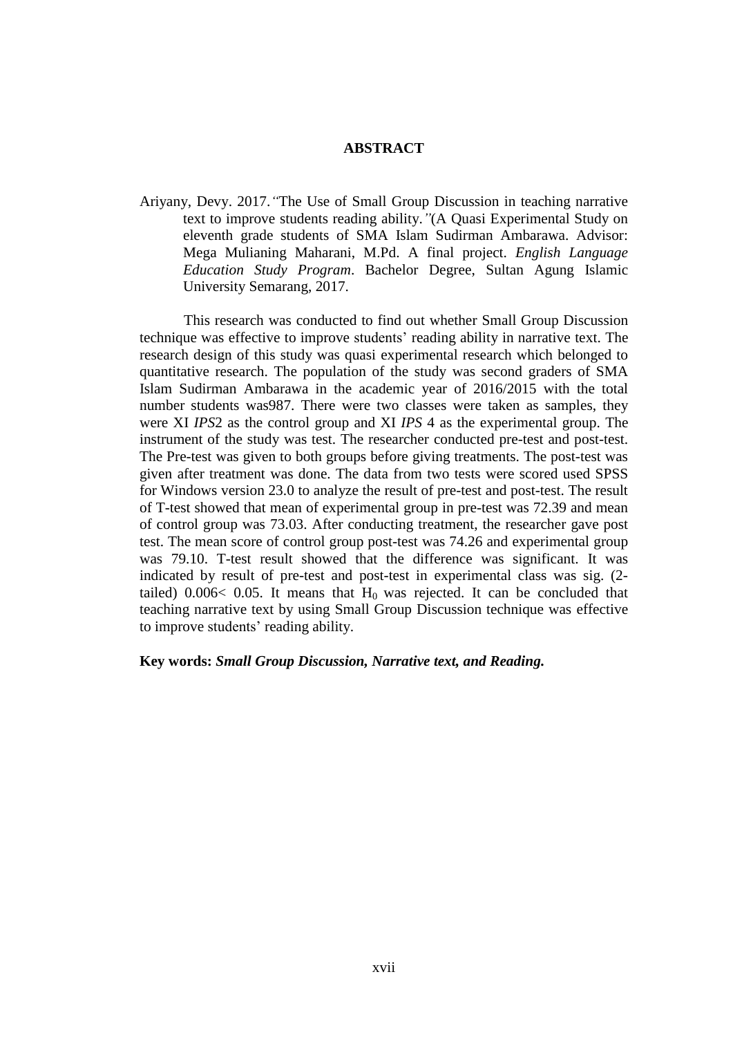# ABSTRACT

Ariyany, Devy. 2017.*"*The Use of Small Group Discussion in teaching narrative text to improve students reading ability.*"*(A Quasi Experimental Study on eleventh grade students of SMA Islam Sudirman Ambarawa. Advisor: Mega Mulianing Maharani, M.Pd. A final project. *English Language Education Study Program*. Bachelor Degree, Sultan Agung Islamic University Semarang, 2017.

This research was conducted to find out whether Small Group Discussion technique was effective to improve students' reading ability in narrative text. The research design of this study was quasi experimental research which belonged to quantitative research. The population of the study was second graders of SMA Islam Sudirman Ambarawa in the academic year of 2016/2015 with the total number students was987. There were two classes were taken as samples, they were XI *IPS*2 as the control group and XI *IPS* 4 as the experimental group. The instrument of the study was test. The researcher conducted pre-test and post-test. The Pre-test was given to both groups before giving treatments. The post-test was given after treatment was done. The data from two tests were scored used SPSS for Windows version 23.0 to analyze the result of pre-test and post-test. The result of T-test showed that mean of experimental group in pre-test was 72.39 and mean of control group was 73.03. After conducting treatment, the researcher gave post test. The mean score of control group post-test was 74.26 and experimental group was 79.10. T-test result showed that the difference was significant. It was indicated by result of pre-test and post-test in experimental class was sig. (2-tailed) 0.006< 0.05. It means that $H_0$ was rejected. It can be concluded that teaching narrative text by using Small Group Discussion technique was effective to improve students' reading ability.

**Key words:** ***Small Group Discussion, Narrative text, and Reading.***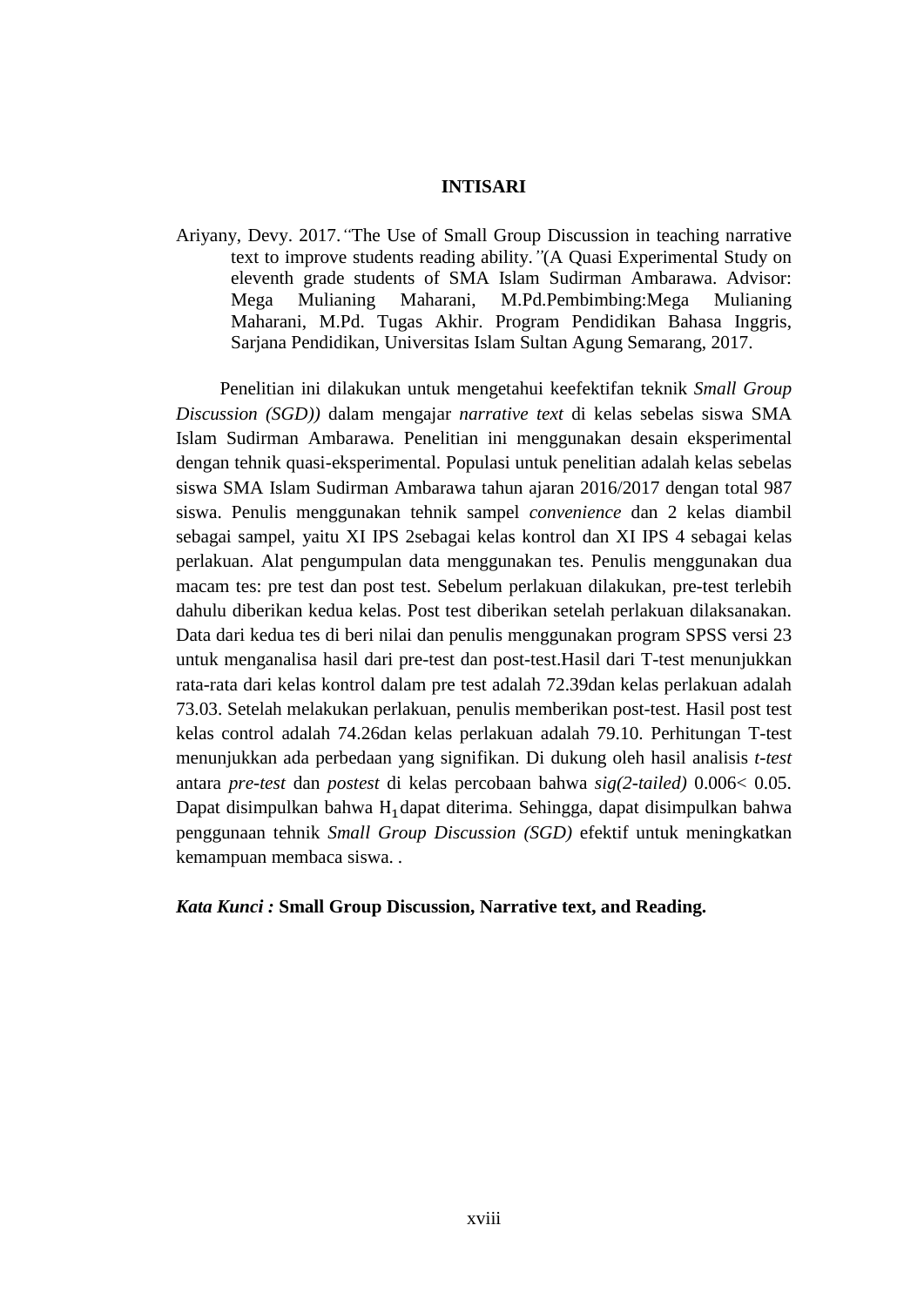# INTISARI

Ariyany, Devy. 2017. *"*The Use of Small Group Discussion in teaching narrative text to improve students reading ability.*"*(A Quasi Experimental Study on eleventh grade students of SMA Islam Sudirman Ambarawa. Advisor: Mega Mulianing Maharani, M.Pd.Pembimbing:Mega Mulianing Maharani, M.Pd. Tugas Akhir. Program Pendidikan Bahasa Inggris, Sarjana Pendidikan, Universitas Islam Sultan Agung Semarang, 2017.

Penelitian ini dilakukan untuk mengetahui keefektifan teknik *Small Group Discussion (SGD))* dalam mengajar *narrative text* di kelas sebelas siswa SMA Islam Sudirman Ambarawa. Penelitian ini menggunakan desain eksperimental dengan tehnik quasi-eksperimental. Populasi untuk penelitian adalah kelas sebelas siswa SMA Islam Sudirman Ambarawa tahun ajaran 2016/2017 dengan total 987 siswa. Penulis menggunakan tehnik sampel *convenience* dan 2 kelas diambil sebagai sampel, yaitu XI IPS 2sebagai kelas kontrol dan XI IPS 4 sebagai kelas perlakuan. Alat pengumpulan data menggunakan tes. Penulis menggunakan dua macam tes: pre test dan post test. Sebelum perlakuan dilakukan, pre-test terlebih dahulu diberikan kedua kelas. Post test diberikan setelah perlakuan dilaksanakan. Data dari kedua tes di beri nilai dan penulis menggunakan program SPSS versi 23 untuk menganalisa hasil dari pre-test dan post-test.Hasil dari T-test menunjukkan rata-rata dari kelas kontrol dalam pre test adalah 72.39dan kelas perlakuan adalah 73.03. Setelah melakukan perlakuan, penulis memberikan post-test. Hasil post test kelas control adalah 74.26dan kelas perlakuan adalah 79.10. Perhitungan T-test menunjukkan ada perbedaan yang signifikan. Di dukung oleh hasil analisis *t-test* antara *pre-test* dan *postest* di kelas percobaan bahwa *sig(2-tailed)* 0.006< 0.05. Dapat disimpulkan bahwa $H_1$ dapat diterima. Sehingga, dapat disimpulkan bahwa penggunaan tehnik *Small Group Discussion (SGD)* efektif untuk meningkatkan kemampuan membaca siswa. .

***Kata Kunci :*** **Small Group Discussion, Narrative text, and Reading.**